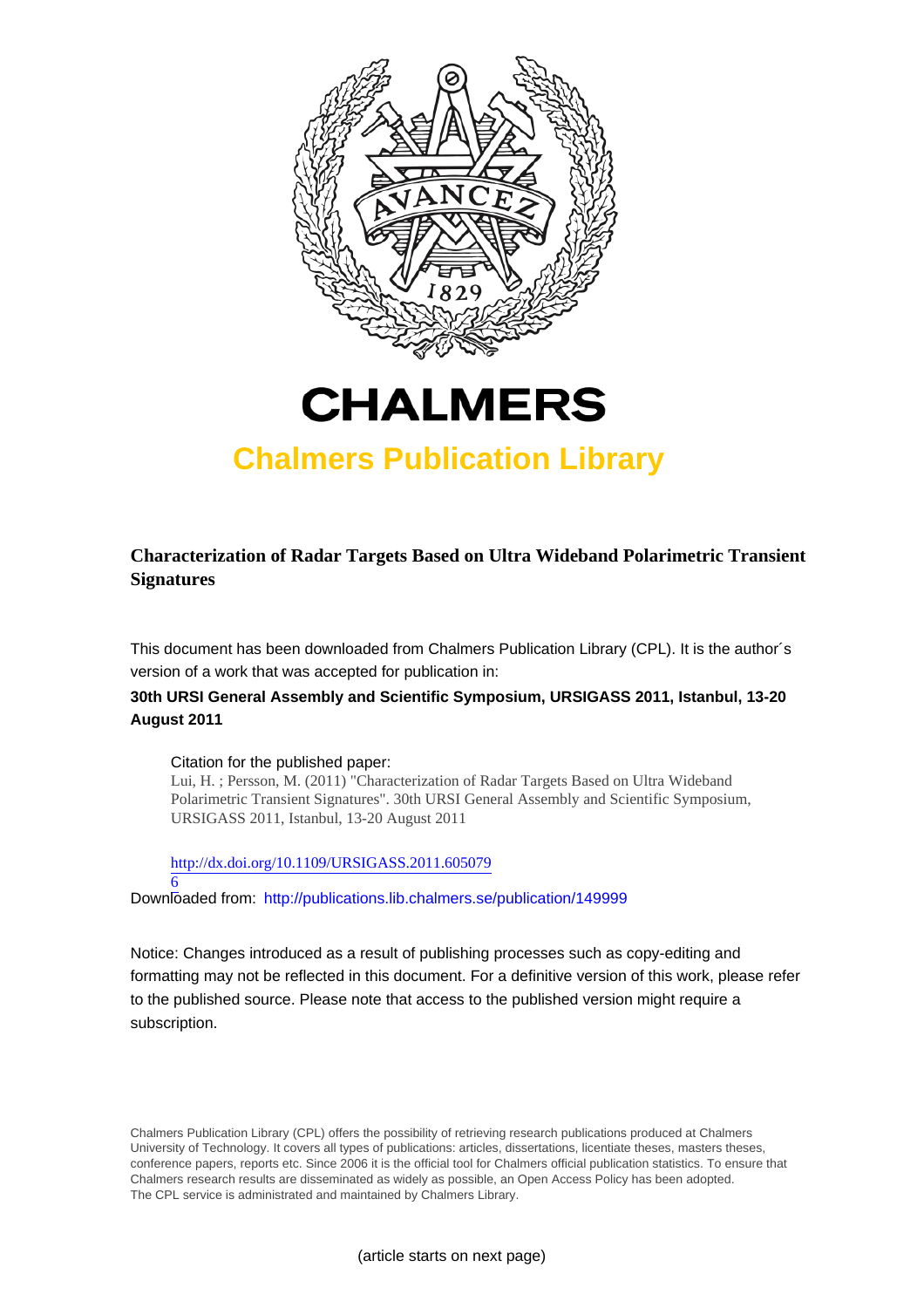# CHALMERS

## Chalmers Publication Library

**Characterization of Radar Targets Based on Ultra Wideband Polarimetric Transient Signatures**

This document has been downloaded from Chalmers Publication Library (CPL). It is the author´s version of a work that was accepted for publication in:

**30th URSI General Assembly and Scientific Symposium, URSIGASS 2011, Istanbul, 13-20 August 2011**

Citation for the published paper:
Lui, H. ; Persson, M. (2011) "Characterization of Radar Targets Based on Ultra Wideband Polarimetric Transient Signatures". 30th URSI General Assembly and Scientific Symposium, URSIGASS 2011, Istanbul, 13-20 August 2011

http://dx.doi.org/10.1109/URSIGASS.2011.6050796

Downloaded from: http://publications.lib.chalmers.se/publication/149999

Notice: Changes introduced as a result of publishing processes such as copy-editing and formatting may not be reflected in this document. For a definitive version of this work, please refer to the published source. Please note that access to the published version might require a subscription.

Chalmers Publication Library (CPL) offers the possibility of retrieving research publications produced at Chalmers University of Technology. It covers all types of publications: articles, dissertations, licentiate theses, masters theses, conference papers, reports etc. Since 2006 it is the official tool for Chalmers official publication statistics. To ensure that Chalmers research results are disseminated as widely as possible, an Open Access Policy has been adopted. The CPL service is administrated and maintained by Chalmers Library.

(article starts on next page)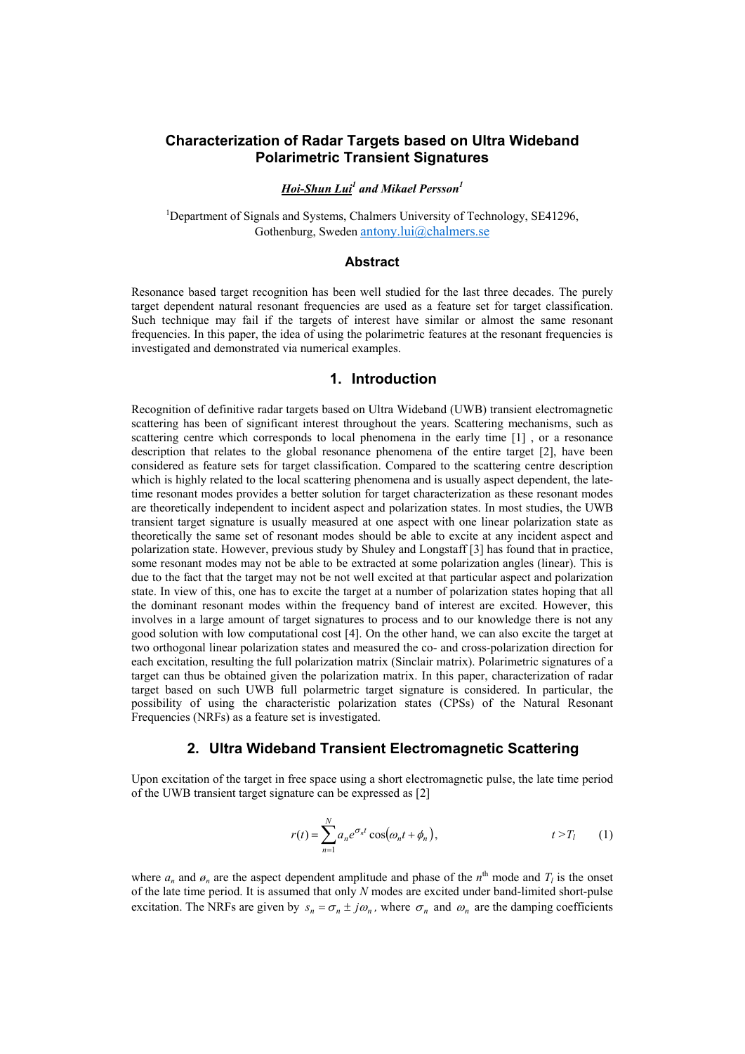# Characterization of Radar Targets based on Ultra Wideband Polarimetric Transient Signatures

***Hoi-Shun Lui*[1] and *Mikael Persson*[1]**

[1]Department of Signals and Systems, Chalmers University of Technology, SE41296, Gothenburg, Sweden antony.lui@chalmers.se

## Abstract

Resonance based target recognition has been well studied for the last three decades. The purely target dependent natural resonant frequencies are used as a feature set for target classification. Such technique may fail if the targets of interest have similar or almost the same resonant frequencies. In this paper, the idea of using the polarimetric features at the resonant frequencies is investigated and demonstrated via numerical examples.

## 1. Introduction

Recognition of definitive radar targets based on Ultra Wideband (UWB) transient electromagnetic scattering has been of significant interest throughout the years. Scattering mechanisms, such as scattering centre which corresponds to local phenomena in the early time [1] , or a resonance description that relates to the global resonance phenomena of the entire target [2], have been considered as feature sets for target classification. Compared to the scattering centre description which is highly related to the local scattering phenomena and is usually aspect dependent, the late-time resonant modes provides a better solution for target characterization as these resonant modes are theoretically independent to incident aspect and polarization states. In most studies, the UWB transient target signature is usually measured at one aspect with one linear polarization state as theoretically the same set of resonant modes should be able to excite at any incident aspect and polarization state. However, previous study by Shuley and Longstaff [3] has found that in practice, some resonant modes may not be able to be extracted at some polarization angles (linear). This is due to the fact that the target may not be not well excited at that particular aspect and polarization state. In view of this, one has to excite the target at a number of polarization states hoping that all the dominant resonant modes within the frequency band of interest are excited. However, this involves in a large amount of target signatures to process and to our knowledge there is not any good solution with low computational cost [4]. On the other hand, we can also excite the target at two orthogonal linear polarization states and measured the co- and cross-polarization direction for each excitation, resulting the full polarization matrix (Sinclair matrix). Polarimetric signatures of a target can thus be obtained given the polarization matrix. In this paper, characterization of radar target based on such UWB full polarmetric target signature is considered. In particular, the possibility of using the characteristic polarization states (CPSs) of the Natural Resonant Frequencies (NRFs) as a feature set is investigated.

## 2. Ultra Wideband Transient Electromagnetic Scattering

Upon excitation of the target in free space using a short electromagnetic pulse, the late time period of the UWB transient target signature can be expressed as [2]

$$r(t) = \sum_{n=1}^{N} a_n e^{\sigma_n t} \cos(\omega_n t + \phi_n), \qquad t > T_l \qquad (1)$$

where $a_n$ and $\phi_n$ are the aspect dependent amplitude and phase of the $n^{\text{th}}$ mode and $T_l$ is the onset of the late time period. It is assumed that only $N$ modes are excited under band-limited short-pulse excitation. The NRFs are given by $s_n = \sigma_n \pm j\omega_n$, where $\sigma_n$ and $\omega_n$ are the damping coefficients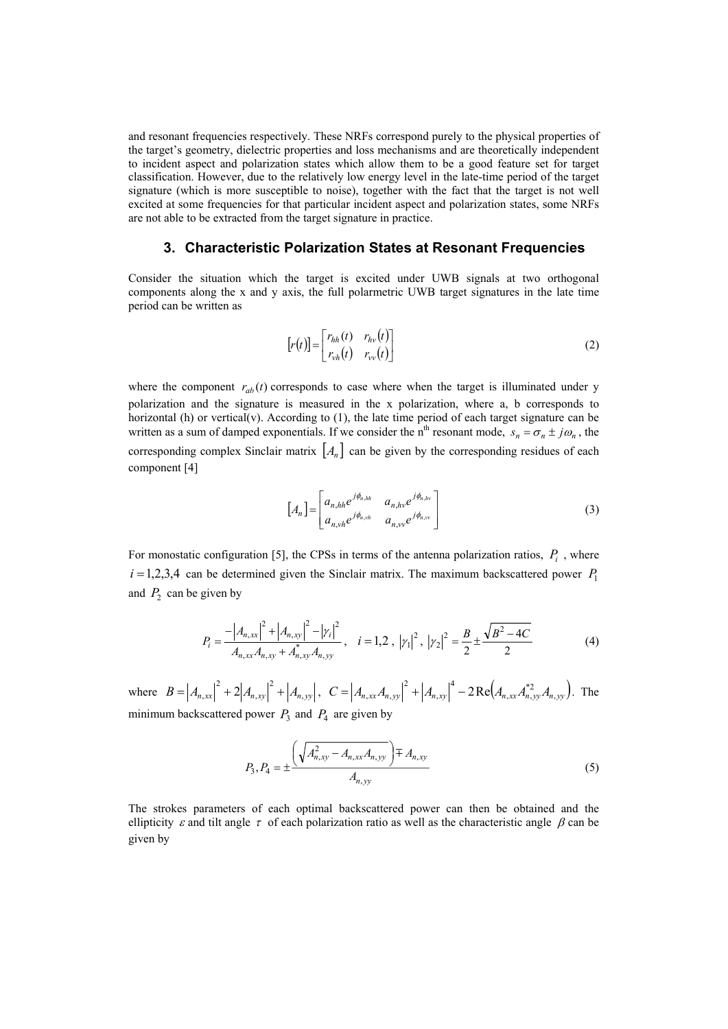and resonant frequencies respectively. These NRFs correspond purely to the physical properties of the target's geometry, dielectric properties and loss mechanisms and are theoretically independent to incident aspect and polarization states which allow them to be a good feature set for target classification. However, due to the relatively low energy level in the late-time period of the target signature (which is more susceptible to noise), together with the fact that the target is not well excited at some frequencies for that particular incident aspect and polarization states, some NRFs are not able to be extracted from the target signature in practice.

## 3. Characteristic Polarization States at Resonant Frequencies

Consider the situation which the target is excited under UWB signals at two orthogonal components along the x and y axis, the full polarmetric UWB target signatures in the late time period can be written as

$$[r(t)] = \begin{bmatrix} r_{hh}(t) & r_{hv}(t) \\ r_{vh}(t) & r_{vv}(t) \end{bmatrix} \tag{2}$$

where the component $r_{ab}(t)$ corresponds to case where when the target is illuminated under y polarization and the signature is measured in the x polarization, where a, b corresponds to horizontal (h) or vertical(v). According to (1), the late time period of each target signature can be written as a sum of damped exponentials. If we consider the n[th] resonant mode, $s_n = \sigma_n \pm j\omega_n$, the corresponding complex Sinclair matrix $[A_n]$ can be given by the corresponding residues of each component [4]

$$[A_n] = \begin{bmatrix} a_{n,hh}e^{j\phi_{n,hh}} & a_{n,hv}e^{j\phi_{n,hv}} \\ a_{n,vh}e^{j\phi_{n,vh}} & a_{n,vv}e^{j\phi_{n,vv}} \end{bmatrix} \tag{3}$$

For monostatic configuration [5], the CPSs in terms of the antenna polarization ratios, $P_i$, where $i = 1,2,3,4$ can be determined given the Sinclair matrix. The maximum backscattered power $P_1$ and $P_2$ can be given by

$$P_i = \frac{-\left|A_{n,xx}\right|^2 + \left|A_{n,xy}\right|^2 - \left|\gamma_i\right|^2}{A_{n,xx}A_{n,xy} + A_{n,xy}^{*}A_{n,yy}}, \quad i = 1,2, \; \left|\gamma_1\right|^2, \left|\gamma_2\right|^2 = \frac{B}{2} \pm \frac{\sqrt{B^2 - 4C}}{2} \tag{4}$$

where $B = \left|A_{n,xx}\right|^2 + 2\left|A_{n,xy}\right|^2 + \left|A_{n,yy}\right|$, $C = \left|A_{n,xx}A_{n,yy}\right|^2 + \left|A_{n,xy}\right|^4 - 2\operatorname{Re}\left(A_{n,xx}A_{n,yy}^{*2}A_{n,yy}\right)$. The minimum backscattered power $P_3$ and $P_4$ are given by

$$P_3, P_4 = \pm \frac{\left(\sqrt{A_{n,xy}^2 - A_{n,xx}A_{n,yy}}\right) \mp A_{n,xy}}{A_{n,yy}} \tag{5}$$

The strokes parameters of each optimal backscattered power can then be obtained and the ellipticity $\varepsilon$ and tilt angle $\tau$ of each polarization ratio as well as the characteristic angle $\beta$ can be given by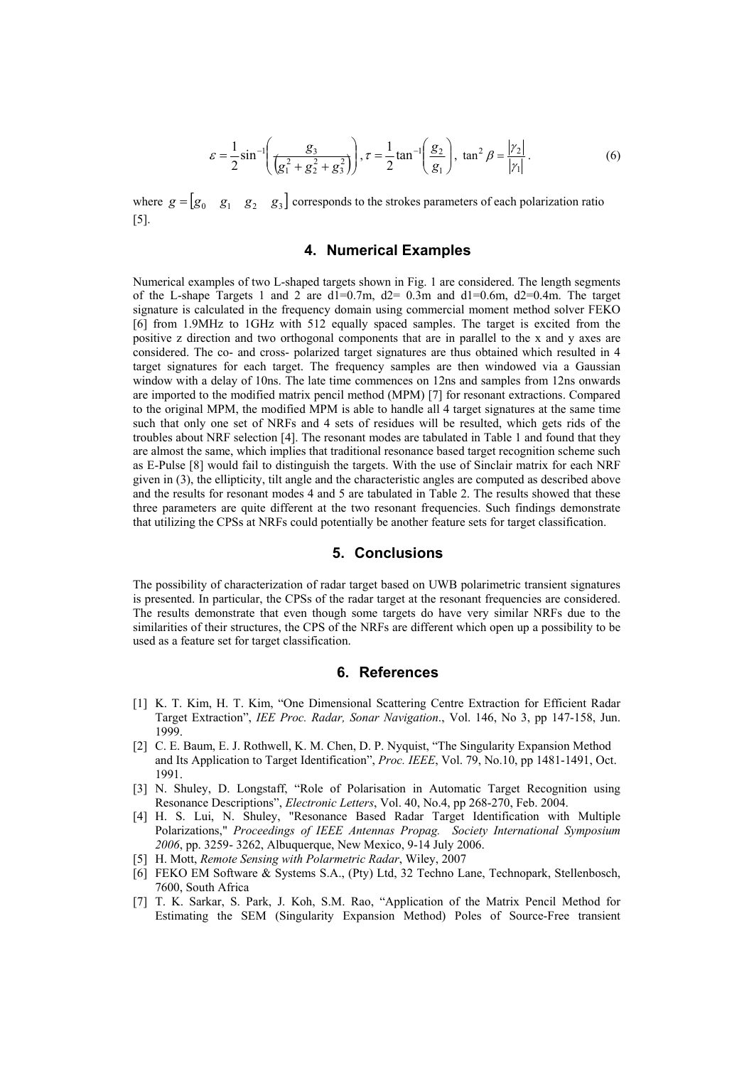$$\varepsilon = \frac{1}{2}\sin^{-1}\left(\frac{g_3}{\left(g_1^2 + g_2^2 + g_3^2\right)}\right), \tau = \frac{1}{2}\tan^{-1}\left(\frac{g_2}{g_1}\right), \ \tan^2 \beta = \frac{|\gamma_2|}{|\gamma_1|}. \tag{6}$$

where $g = [g_0 \quad g_1 \quad g_2 \quad g_3]$ corresponds to the strokes parameters of each polarization ratio [5].

## 4. Numerical Examples

Numerical examples of two L-shaped targets shown in Fig. 1 are considered. The length segments of the L-shape Targets 1 and 2 are d1=0.7m, d2= 0.3m and d1=0.6m, d2=0.4m. The target signature is calculated in the frequency domain using commercial moment method solver FEKO [6] from 1.9MHz to 1GHz with 512 equally spaced samples. The target is excited from the positive z direction and two orthogonal components that are in parallel to the x and y axes are considered. The co- and cross- polarized target signatures are thus obtained which resulted in 4 target signatures for each target. The frequency samples are then windowed via a Gaussian window with a delay of 10ns. The late time commences on 12ns and samples from 12ns onwards are imported to the modified matrix pencil method (MPM) [7] for resonant extractions. Compared to the original MPM, the modified MPM is able to handle all 4 target signatures at the same time such that only one set of NRFs and 4 sets of residues will be resulted, which gets rids of the troubles about NRF selection [4]. The resonant modes are tabulated in Table 1 and found that they are almost the same, which implies that traditional resonance based target recognition scheme such as E-Pulse [8] would fail to distinguish the targets. With the use of Sinclair matrix for each NRF given in (3), the ellipticity, tilt angle and the characteristic angles are computed as described above and the results for resonant modes 4 and 5 are tabulated in Table 2. The results showed that these three parameters are quite different at the two resonant frequencies. Such findings demonstrate that utilizing the CPSs at NRFs could potentially be another feature sets for target classification.

## 5. Conclusions

The possibility of characterization of radar target based on UWB polarimetric transient signatures is presented. In particular, the CPSs of the radar target at the resonant frequencies are considered. The results demonstrate that even though some targets do have very similar NRFs due to the similarities of their structures, the CPS of the NRFs are different which open up a possibility to be used as a feature set for target classification.

## 6. References

[1] K. T. Kim, H. T. Kim, "One Dimensional Scattering Centre Extraction for Efficient Radar Target Extraction", *IEE Proc. Radar, Sonar Navigation*., Vol. 146, No 3, pp 147-158, Jun. 1999.

[2] C. E. Baum, E. J. Rothwell, K. M. Chen, D. P. Nyquist, "The Singularity Expansion Method and Its Application to Target Identification", *Proc. IEEE*, Vol. 79, No.10, pp 1481-1491, Oct. 1991.

[3] N. Shuley, D. Longstaff, "Role of Polarisation in Automatic Target Recognition using Resonance Descriptions", *Electronic Letters*, Vol. 40, No.4, pp 268-270, Feb. 2004.

[4] H. S. Lui, N. Shuley, "Resonance Based Radar Target Identification with Multiple Polarizations," *Proceedings of IEEE Antennas Propag. Society International Symposium 2006*, pp. 3259- 3262, Albuquerque, New Mexico, 9-14 July 2006.

[5] H. Mott, *Remote Sensing with Polarmetric Radar*, Wiley, 2007

[6] FEKO EM Software & Systems S.A., (Pty) Ltd, 32 Techno Lane, Technopark, Stellenbosch, 7600, South Africa

[7] T. K. Sarkar, S. Park, J. Koh, S.M. Rao, "Application of the Matrix Pencil Method for Estimating the SEM (Singularity Expansion Method) Poles of Source-Free transient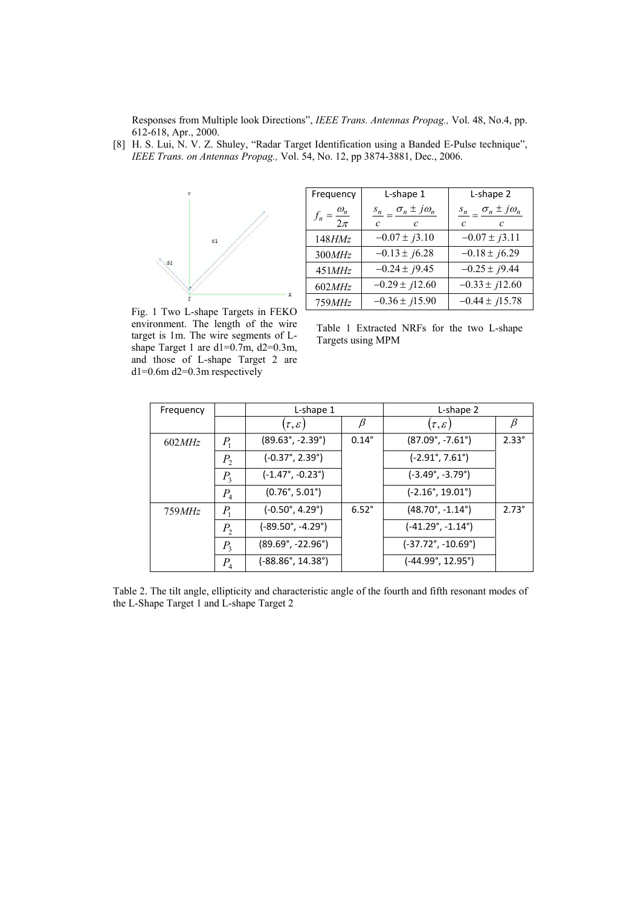Responses from Multiple look Directions", *IEEE Trans. Antennas Propag.,* Vol. 48, No.4, pp. 612-618, Apr., 2000.

[8] H. S. Lui, N. V. Z. Shuley, "Radar Target Identification using a Banded E-Pulse technique", *IEEE Trans. on Antennas Propag.,* Vol. 54, No. 12, pp 3874-3881, Dec., 2006.

Y

d1

d2

X

Z

Fig. 1 Two L-shape Targets in FEKO environment. The length of the wire target is 1m. The wire segments of L-shape Target 1 are d1=0.7m, d2=0.3m, and those of L-shape Target 2 are d1=0.6m d2=0.3m respectively

| Frequency $f_n = \frac{\omega_n}{2\pi}$ | L-shape 1 $\frac{s_n}{c} = \frac{\sigma_n \pm j\omega_n}{c}$ | L-shape 2 $\frac{s_n}{c} = \frac{\sigma_n \pm j\omega_n}{c}$ |
|---|---|---|
| $148HMz$ | $-0.07 \pm j3.10$ | $-0.07 \pm j3.11$ |
| $300MHz$ | $-0.13 \pm j6.28$ | $-0.18 \pm j6.29$ |
| $451MHz$ | $-0.24 \pm j9.45$ | $-0.25 \pm j9.44$ |
| $602MHz$ | $-0.29 \pm j12.60$ | $-0.33 \pm j12.60$ |
| $759MHz$ | $-0.36 \pm j15.90$ | $-0.44 \pm j15.78$ |

Table 1 Extracted NRFs for the two L-shape Targets using MPM

| Frequency | | L-shape 1 | | L-shape 2 | |
|---|---|---|---|---|---|
| | | $(\tau,\varepsilon)$ | $\beta$ | $(\tau,\varepsilon)$ | $\beta$ |
| $602MHz$ | $P_1$ | (89.63°, -2.39°) | 0.14° | (87.09°, -7.61°) | 2.33° |
| | $P_2$ | (-0.37°, 2.39°) | | (-2.91°, 7.61°) | |
| | $P_3$ | (-1.47°, -0.23°) | | (-3.49°, -3.79°) | |
| | $P_4$ | (0.76°, 5.01°) | | (-2.16°, 19.01°) | |
| $759MHz$ | $P_1$ | (-0.50°, 4.29°) | 6.52° | (48.70°, -1.14°) | 2.73° |
| | $P_2$ | (-89.50°, -4.29°) | | (-41.29°, -1.14°) | |
| | $P_3$ | (89.69°, -22.96°) | | (-37.72°, -10.69°) | |
| | $P_4$ | (-88.86°, 14.38°) | | (-44.99°, 12.95°) | |

Table 2. The tilt angle, ellipticity and characteristic angle of the fourth and fifth resonant modes of the L-Shape Target 1 and L-shape Target 2